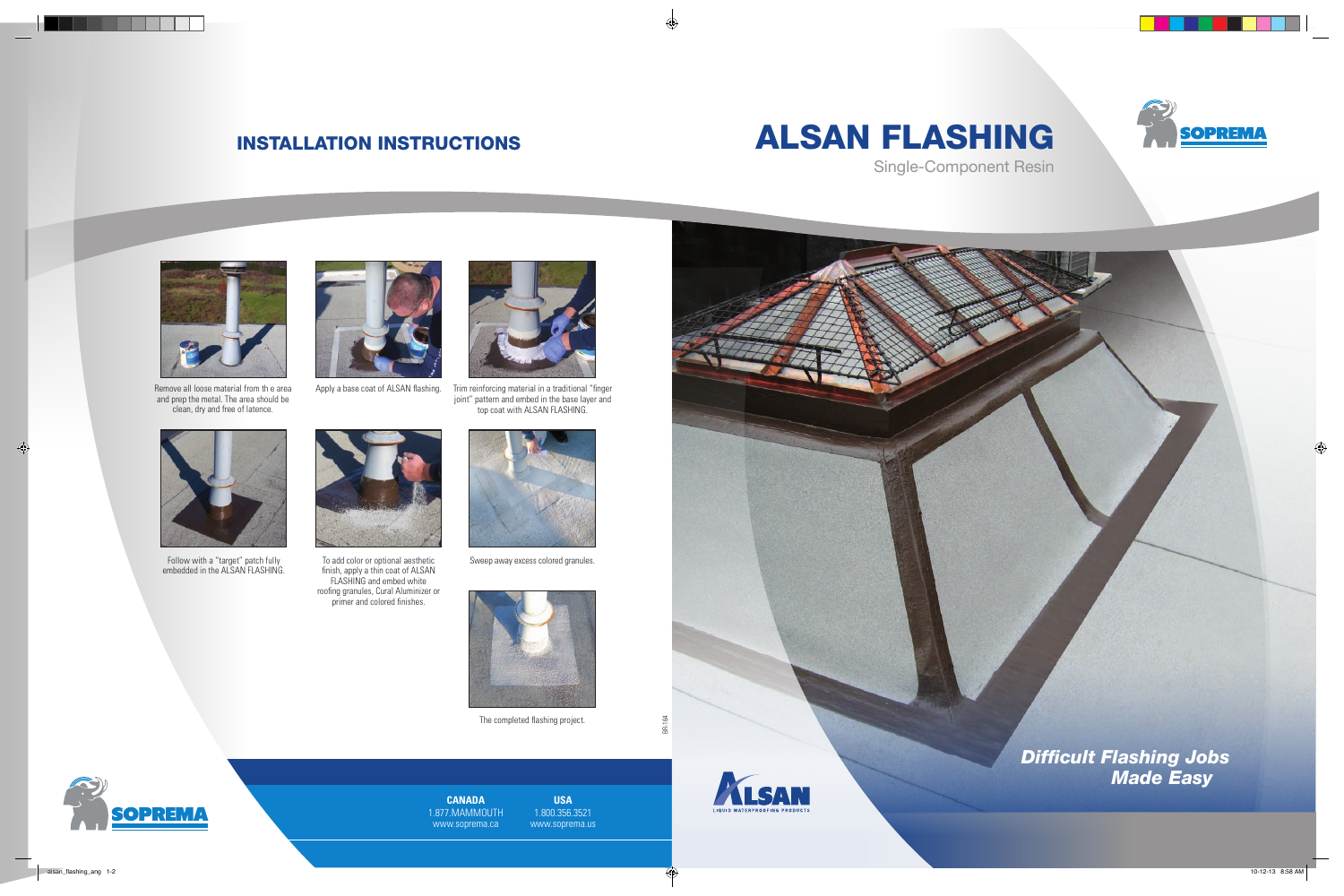# ALSAN FLASHING

Single-Component Resin

## INSTALLATION INSTRUCTIONS

Remove all loose material from th e area and prep the metal. The area should be clean, dry and free of latence.

Apply a base coat of ALSAN flashing.

Trim reinforcing material in a traditional "finger joint" pattern and embed in the base layer and top coat with ALSAN FLASHING.

Follow with a "target" patch fully embedded in the ALSAN FLASHING.

To add color or optional aesthetic finish, apply a thin coat of ALSAN FLASHING and embed white roofing granules, Cural Aluminizer or primer and colored finishes.

Sweep away excess colored granules.

The completed flashing project.

BR-164

**CANADA**
1.877.MAMMOUTH
www.soprema.ca

**USA**
1.800.356.3521
www.soprema.us

***Difficult Flashing Jobs Made Easy***

ALSAN LIQUID WATERPROOFING PRODUCTS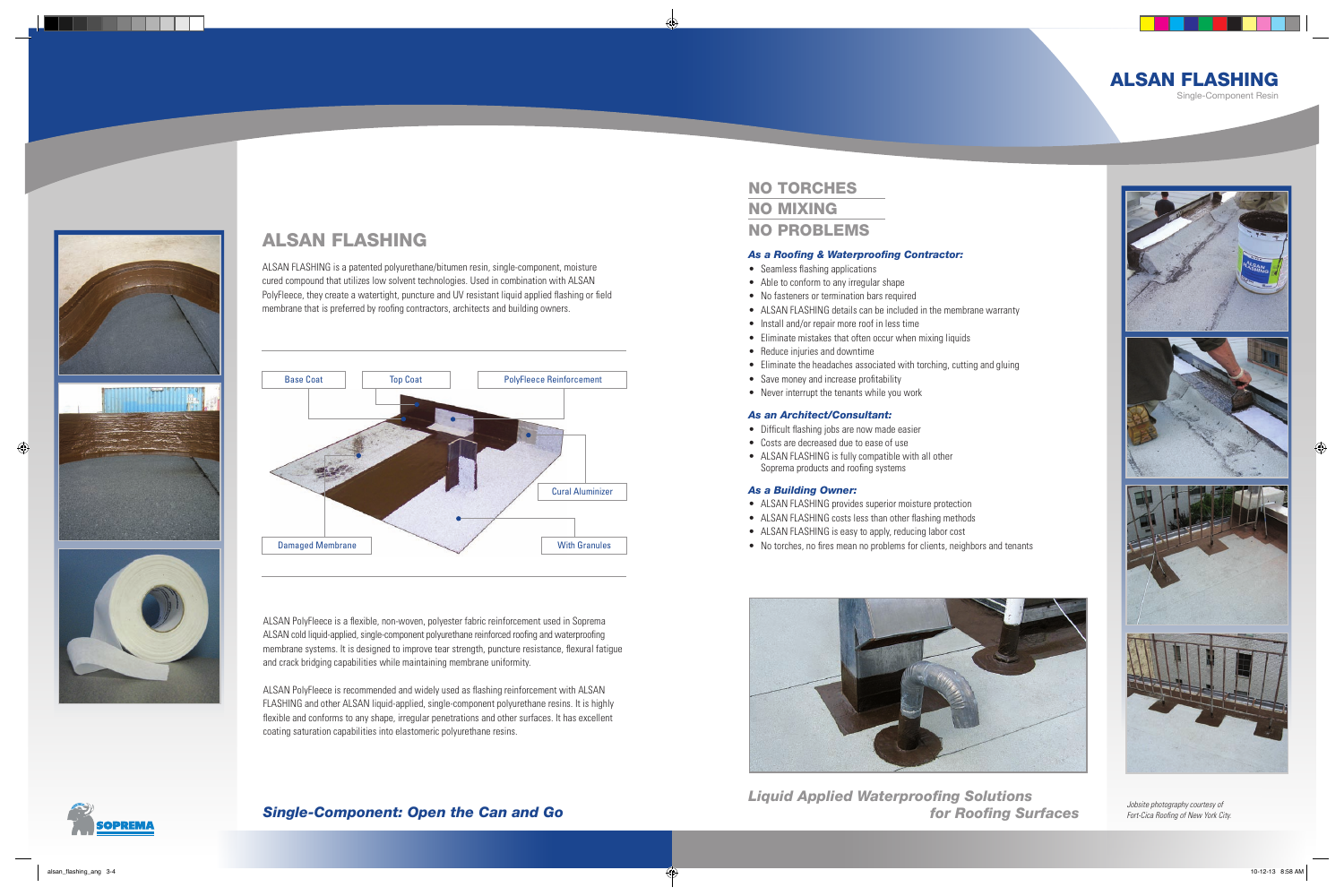# ALSAN FLASHING

Single-Component Resin

## ALSAN FLASHING

ALSAN FLASHING is a patented polyurethane/bitumen resin, single-component, moisture cured compound that utilizes low solvent technologies. Used in combination with ALSAN PolyFleece, they create a watertight, puncture and UV resistant liquid applied flashing or field membrane that is preferred by roofing contractors, architects and building owners.

Base Coat

Top Coat

PolyFleece Reinforcement

Cural Aluminizer

Damaged Membrane

With Granules

ALSAN PolyFleece is a flexible, non-woven, polyester fabric reinforcement used in Soprema ALSAN cold liquid-applied, single-component polyurethane reinforced roofing and waterproofing membrane systems. It is designed to improve tear strength, puncture resistance, flexural fatigue and crack bridging capabilities while maintaining membrane uniformity.

ALSAN PolyFleece is recommended and widely used as flashing reinforcement with ALSAN FLASHING and other ALSAN liquid-applied, single-component polyurethane resins. It is highly flexible and conforms to any shape, irregular penetrations and other surfaces. It has excellent coating saturation capabilities into elastomeric polyurethane resins.

***Single-Component: Open the Can and Go***

## NO TORCHES
## NO MIXING
## NO PROBLEMS

***As a Roofing & Waterproofing Contractor:***

- Seamless flashing applications
- Able to conform to any irregular shape
- No fasteners or termination bars required
- ALSAN FLASHING details can be included in the membrane warranty
- Install and/or repair more roof in less time
- Eliminate mistakes that often occur when mixing liquids
- Reduce injuries and downtime
- Eliminate the headaches associated with torching, cutting and gluing
- Save money and increase profitability
- Never interrupt the tenants while you work

***As an Architect/Consultant:***

- Difficult flashing jobs are now made easier
- Costs are decreased due to ease of use
- ALSAN FLASHING is fully compatible with all other Soprema products and roofing systems

***As a Building Owner:***

- ALSAN FLASHING provides superior moisture protection
- ALSAN FLASHING costs less than other flashing methods
- ALSAN FLASHING is easy to apply, reducing labor cost
- No torches, no fires mean no problems for clients, neighbors and tenants

***Liquid Applied Waterproofing Solutions for Roofing Surfaces***

*Jobsite photography courtesy of Fort-Cica Roofing of New York City.*

SOPREMA